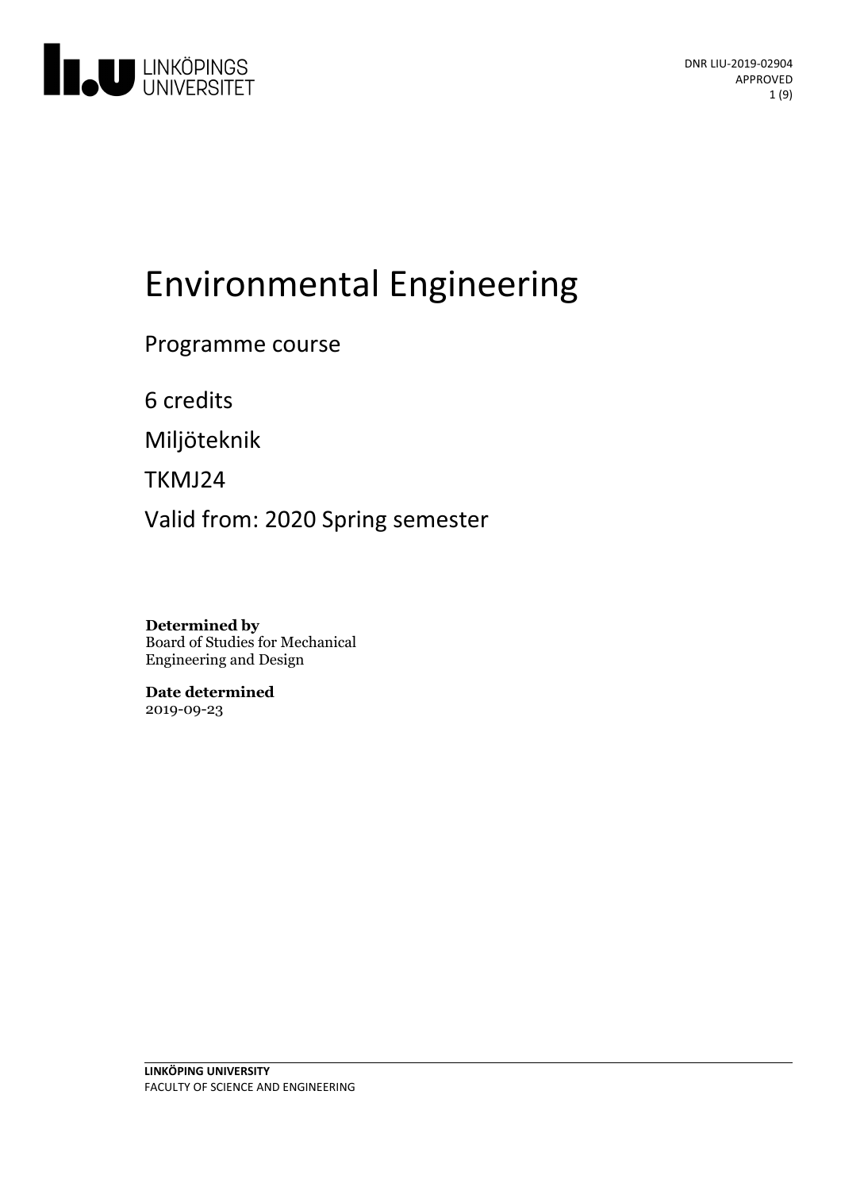DNR LIU-2019-02904
APPROVED

# Environmental Engineering

Programme course

6 credits

Miljöteknik

TKMJ24

Valid from: 2020 Spring semester

**Determined by**
Board of Studies for Mechanical Engineering and Design

**Date determined**
2019-09-23

**LINKÖPING UNIVERSITY**
FACULTY OF SCIENCE AND ENGINEERING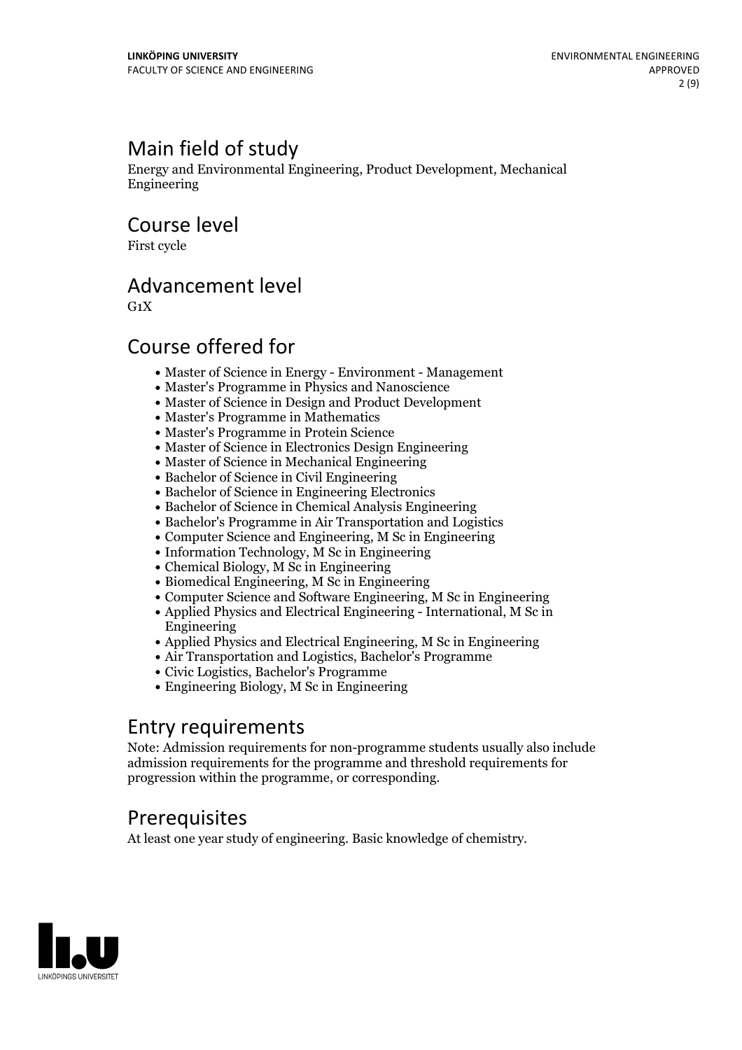## Main field of study

Energy and Environmental Engineering, Product Development, Mechanical Engineering

## Course level

First cycle

## Advancement level

G1X

## Course offered for

- Master of Science in Energy - Environment - Management
- Master's Programme in Physics and Nanoscience
- Master of Science in Design and Product Development
- Master's Programme in Mathematics
- Master's Programme in Protein Science
- Master of Science in Electronics Design Engineering
- Master of Science in Mechanical Engineering
- Bachelor of Science in Civil Engineering
- Bachelor of Science in Engineering Electronics
- Bachelor of Science in Chemical Analysis Engineering
- Bachelor's Programme in Air Transportation and Logistics
- Computer Science and Engineering, M Sc in Engineering
- Information Technology, M Sc in Engineering
- Chemical Biology, M Sc in Engineering
- Biomedical Engineering, M Sc in Engineering
- Computer Science and Software Engineering, M Sc in Engineering
- Applied Physics and Electrical Engineering - International, M Sc in Engineering
- Applied Physics and Electrical Engineering, M Sc in Engineering
- Air Transportation and Logistics, Bachelor's Programme
- Civic Logistics, Bachelor's Programme
- Engineering Biology, M Sc in Engineering

## Entry requirements

Note: Admission requirements for non-programme students usually also include admission requirements for the programme and threshold requirements for progression within the programme, or corresponding.

## Prerequisites

At least one year study of engineering. Basic knowledge of chemistry.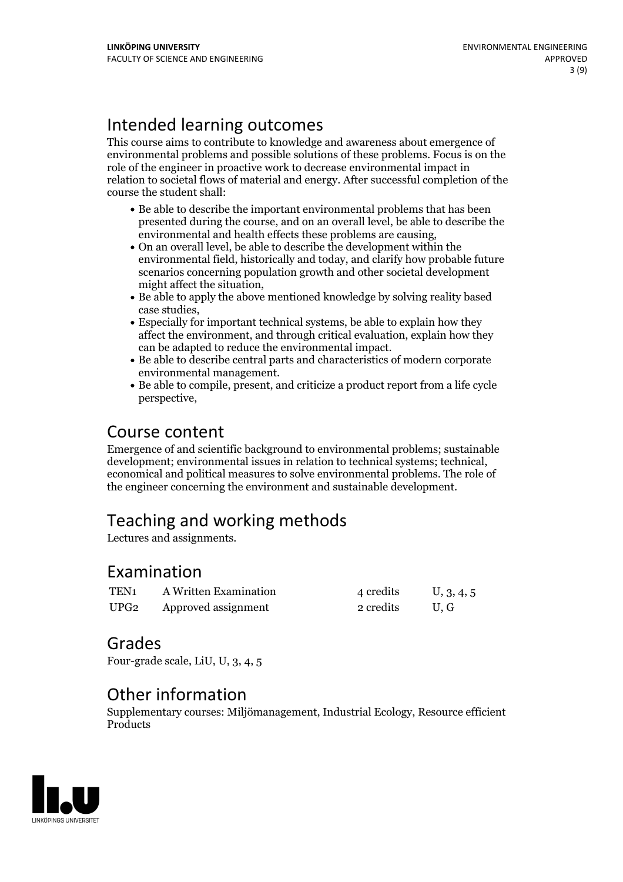## Intended learning outcomes

This course aims to contribute to knowledge and awareness about emergence of environmental problems and possible solutions of these problems. Focus is on the role of the engineer in proactive work to decrease environmental impact in relation to societal flows of material and energy. After successful completion of the course the student shall:

- Be able to describe the important environmental problems that has been presented during the course, and on an overall level, be able to describe the environmental and health effects these problems are causing,
- On an overall level, be able to describe the development within the environmental field, historically and today, and clarify how probable future scenarios concerning population growth and other societal development might affect the situation,
- Be able to apply the above mentioned knowledge by solving reality based case studies,
- Especially for important technical systems, be able to explain how they affect the environment, and through critical evaluation, explain how they can be adapted to reduce the environmental impact.
- Be able to describe central parts and characteristics of modern corporate environmental management.
- Be able to compile, present, and criticize a product report from a life cycle perspective,

## Course content

Emergence of and scientific background to environmental problems; sustainable development; environmental issues in relation to technical systems; technical, economical and political measures to solve environmental problems. The role of the engineer concerning the environment and sustainable development.

## Teaching and working methods

Lectures and assignments.

## Examination

| | | | |
|---|---|---|---|
| TEN1 | A Written Examination | 4 credits | U, 3, 4, 5 |
| UPG2 | Approved assignment | 2 credits | U, G |

## Grades

Four-grade scale, LiU, U, 3, 4, 5

## Other information

Supplementary courses: Miljömanagement, Industrial Ecology, Resource efficient Products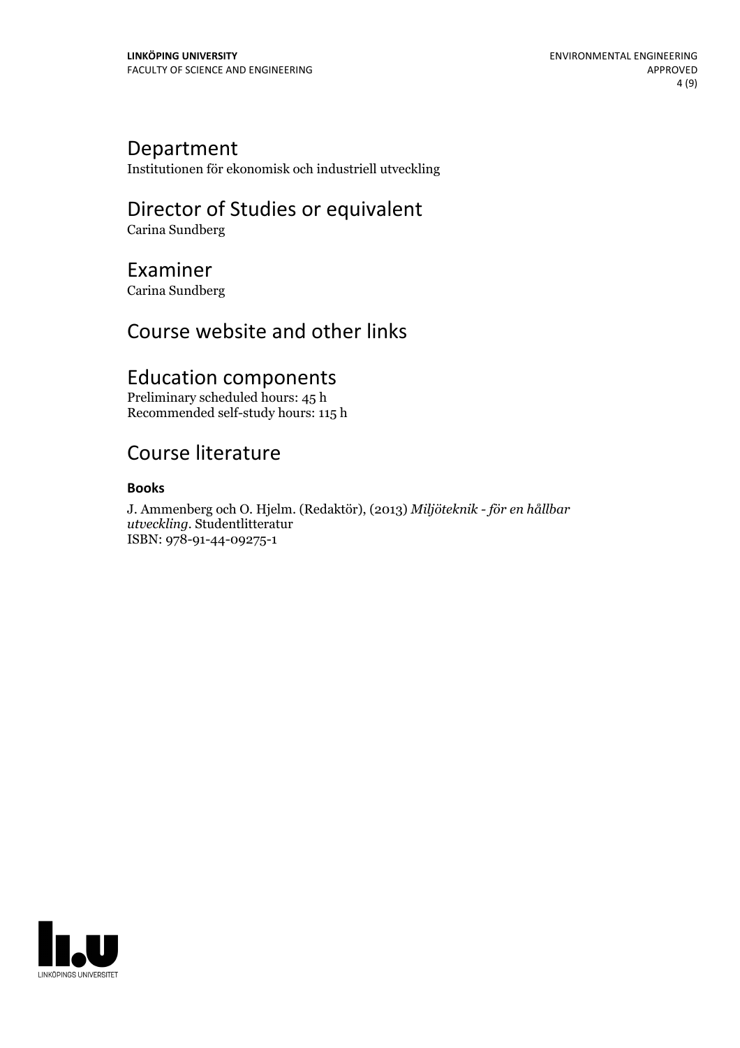## Department

Institutionen för ekonomisk och industriell utveckling

## Director of Studies or equivalent

Carina Sundberg

## Examiner

Carina Sundberg

## Course website and other links

## Education components

Preliminary scheduled hours: 45 h
Recommended self-study hours: 115 h

## Course literature

**Books**

J. Ammenberg och O. Hjelm. (Redaktör), (2013) *Miljöteknik - för en hållbar utveckling*. Studentlitteratur
ISBN: 978-91-44-09275-1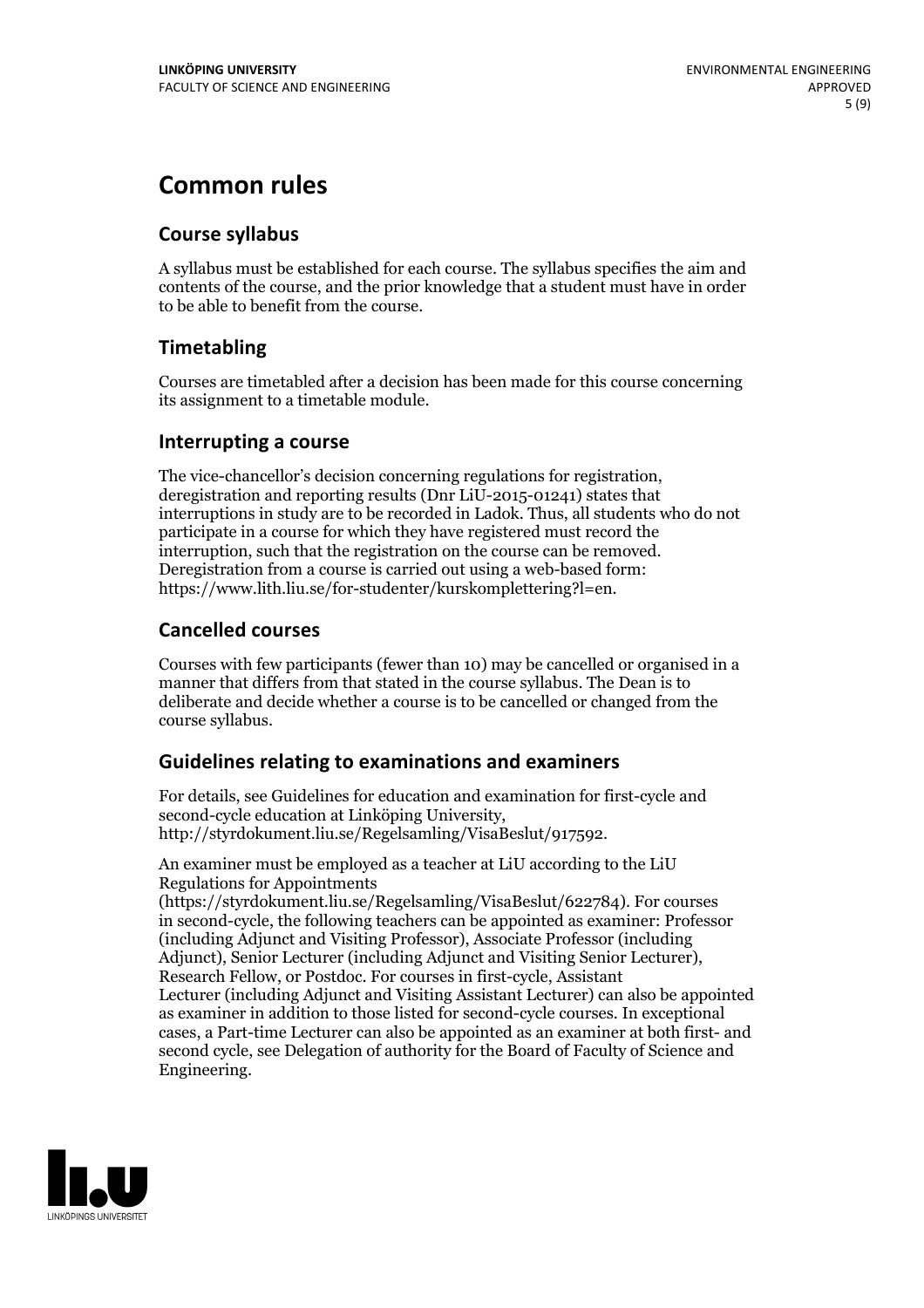# Common rules

## Course syllabus

A syllabus must be established for each course. The syllabus specifies the aim and contents of the course, and the prior knowledge that a student must have in order to be able to benefit from the course.

## Timetabling

Courses are timetabled after a decision has been made for this course concerning its assignment to a timetable module.

## Interrupting a course

The vice-chancellor's decision concerning regulations for registration, deregistration and reporting results (Dnr LiU-2015-01241) states that interruptions in study are to be recorded in Ladok. Thus, all students who do not participate in a course for which they have registered must record the interruption, such that the registration on the course can be removed. Deregistration from a course is carried out using a web-based form: https://www.lith.liu.se/for-studenter/kurskomplettering?l=en.

## Cancelled courses

Courses with few participants (fewer than 10) may be cancelled or organised in a manner that differs from that stated in the course syllabus. The Dean is to deliberate and decide whether a course is to be cancelled or changed from the course syllabus.

## Guidelines relating to examinations and examiners

For details, see Guidelines for education and examination for first-cycle and second-cycle education at Linköping University, http://styrdokument.liu.se/Regelsamling/VisaBeslut/917592.

An examiner must be employed as a teacher at LiU according to the LiU Regulations for Appointments (https://styrdokument.liu.se/Regelsamling/VisaBeslut/622784). For courses in second-cycle, the following teachers can be appointed as examiner: Professor (including Adjunct and Visiting Professor), Associate Professor (including Adjunct), Senior Lecturer (including Adjunct and Visiting Senior Lecturer), Research Fellow, or Postdoc. For courses in first-cycle, Assistant Lecturer (including Adjunct and Visiting Assistant Lecturer) can also be appointed as examiner in addition to those listed for second-cycle courses. In exceptional cases, a Part-time Lecturer can also be appointed as an examiner at both first- and second cycle, see Delegation of authority for the Board of Faculty of Science and Engineering.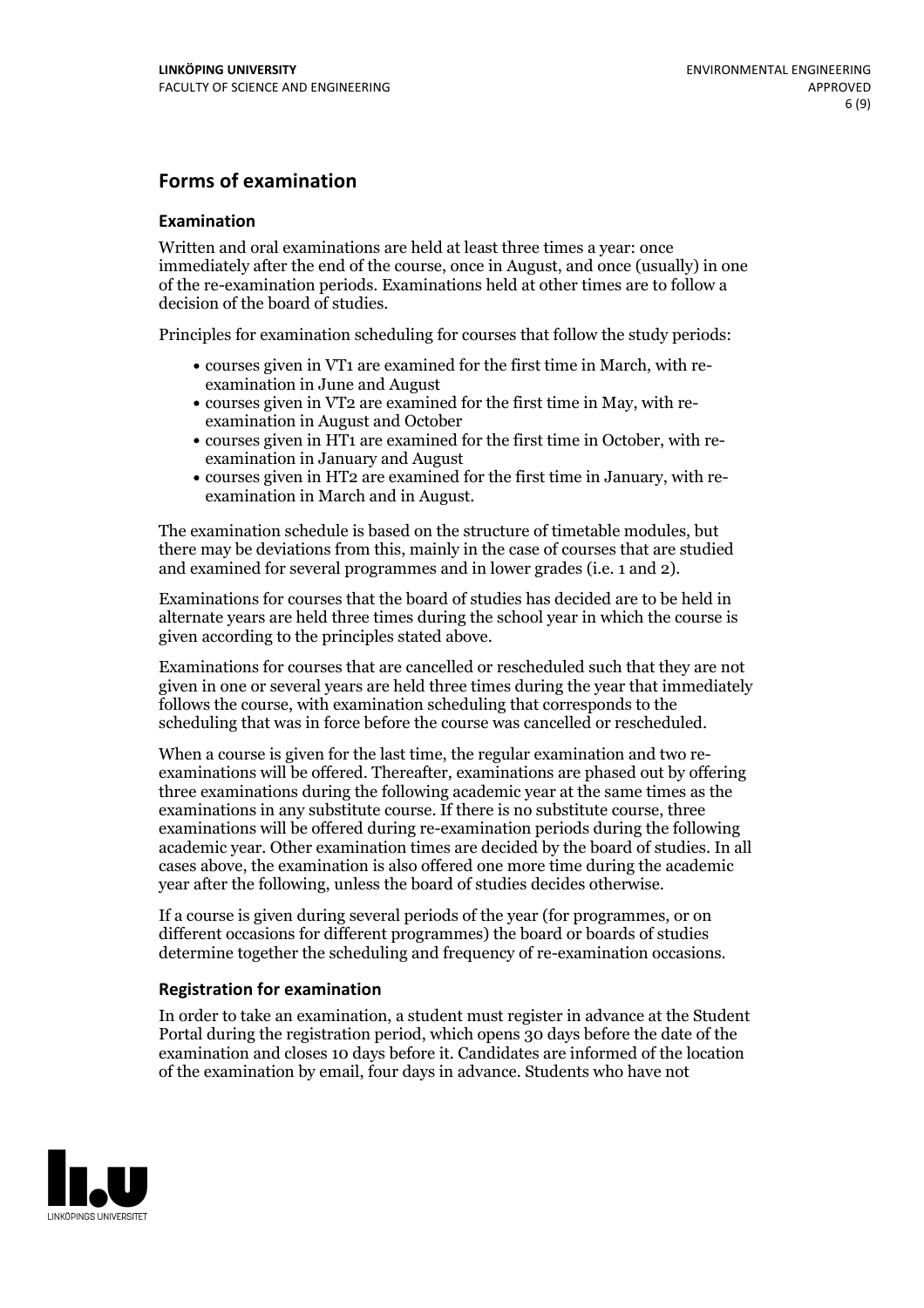## Forms of examination

### Examination

Written and oral examinations are held at least three times a year: once immediately after the end of the course, once in August, and once (usually) in one of the re-examination periods. Examinations held at other times are to follow a decision of the board of studies.

Principles for examination scheduling for courses that follow the study periods:

- courses given in VT1 are examined for the first time in March, with re-examination in June and August
- courses given in VT2 are examined for the first time in May, with re-examination in August and October
- courses given in HT1 are examined for the first time in October, with re-examination in January and August
- courses given in HT2 are examined for the first time in January, with re-examination in March and in August.

The examination schedule is based on the structure of timetable modules, but there may be deviations from this, mainly in the case of courses that are studied and examined for several programmes and in lower grades (i.e. 1 and 2).

Examinations for courses that the board of studies has decided are to be held in alternate years are held three times during the school year in which the course is given according to the principles stated above.

Examinations for courses that are cancelled or rescheduled such that they are not given in one or several years are held three times during the year that immediately follows the course, with examination scheduling that corresponds to the scheduling that was in force before the course was cancelled or rescheduled.

When a course is given for the last time, the regular examination and two re-examinations will be offered. Thereafter, examinations are phased out by offering three examinations during the following academic year at the same times as the examinations in any substitute course. If there is no substitute course, three examinations will be offered during re-examination periods during the following academic year. Other examination times are decided by the board of studies. In all cases above, the examination is also offered one more time during the academic year after the following, unless the board of studies decides otherwise.

If a course is given during several periods of the year (for programmes, or on different occasions for different programmes) the board or boards of studies determine together the scheduling and frequency of re-examination occasions.

### Registration for examination

In order to take an examination, a student must register in advance at the Student Portal during the registration period, which opens 30 days before the date of the examination and closes 10 days before it. Candidates are informed of the location of the examination by email, four days in advance. Students who have not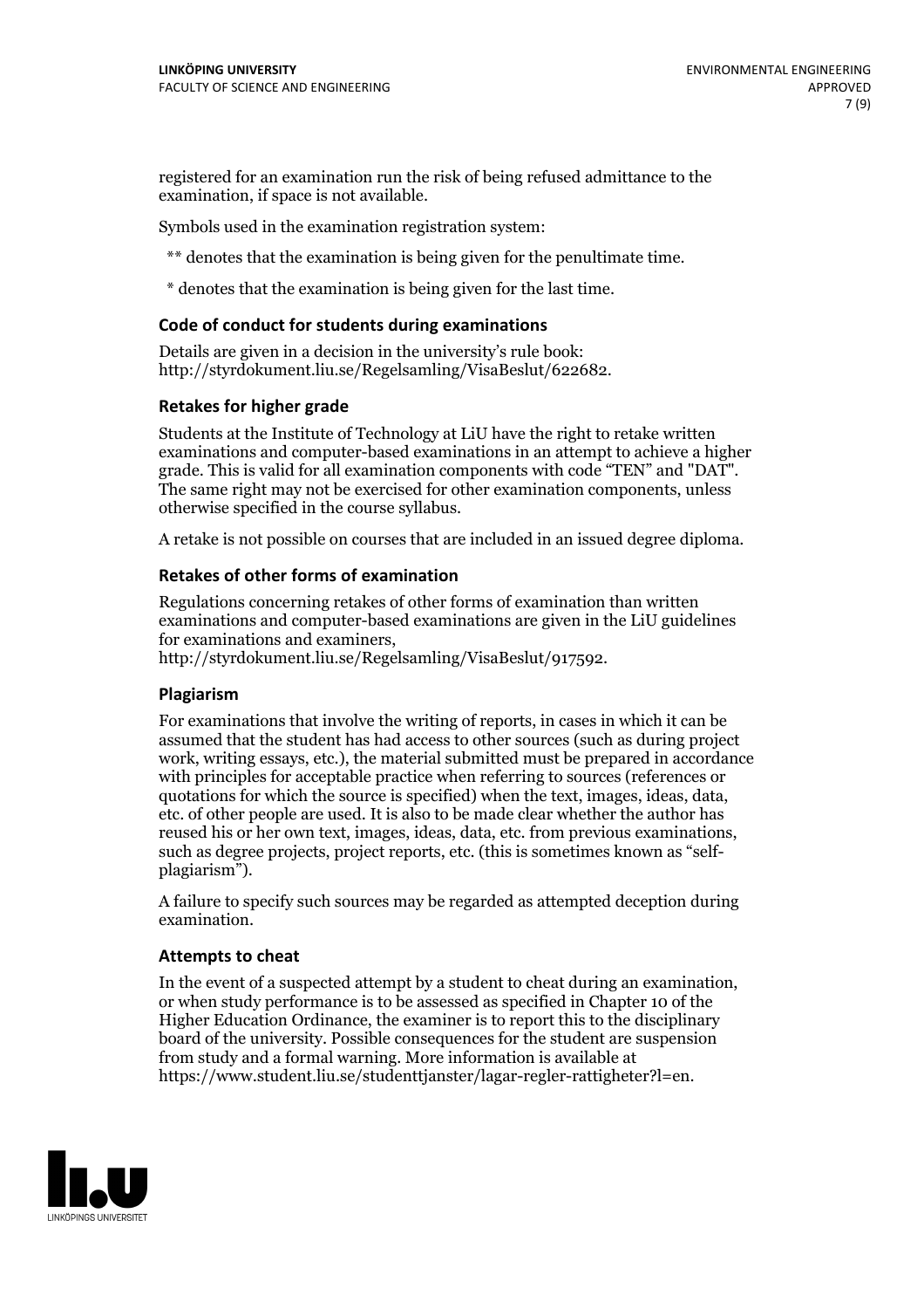registered for an examination run the risk of being refused admittance to the examination, if space is not available.

Symbols used in the examination registration system:

** denotes that the examination is being given for the penultimate time.

* denotes that the examination is being given for the last time.

### Code of conduct for students during examinations

Details are given in a decision in the university's rule book: http://styrdokument.liu.se/Regelsamling/VisaBeslut/622682.

### Retakes for higher grade

Students at the Institute of Technology at LiU have the right to retake written examinations and computer-based examinations in an attempt to achieve a higher grade. This is valid for all examination components with code "TEN" and "DAT". The same right may not be exercised for other examination components, unless otherwise specified in the course syllabus.

A retake is not possible on courses that are included in an issued degree diploma.

### Retakes of other forms of examination

Regulations concerning retakes of other forms of examination than written examinations and computer-based examinations are given in the LiU guidelines for examinations and examiners, http://styrdokument.liu.se/Regelsamling/VisaBeslut/917592.

### Plagiarism

For examinations that involve the writing of reports, in cases in which it can be assumed that the student has had access to other sources (such as during project work, writing essays, etc.), the material submitted must be prepared in accordance with principles for acceptable practice when referring to sources (references or quotations for which the source is specified) when the text, images, ideas, data, etc. of other people are used. It is also to be made clear whether the author has reused his or her own text, images, ideas, data, etc. from previous examinations, such as degree projects, project reports, etc. (this is sometimes known as "self-plagiarism").

A failure to specify such sources may be regarded as attempted deception during examination.

### Attempts to cheat

In the event of a suspected attempt by a student to cheat during an examination, or when study performance is to be assessed as specified in Chapter 10 of the Higher Education Ordinance, the examiner is to report this to the disciplinary board of the university. Possible consequences for the student are suspension from study and a formal warning. More information is available at https://www.student.liu.se/studenttjanster/lagar-regler-rattigheter?l=en.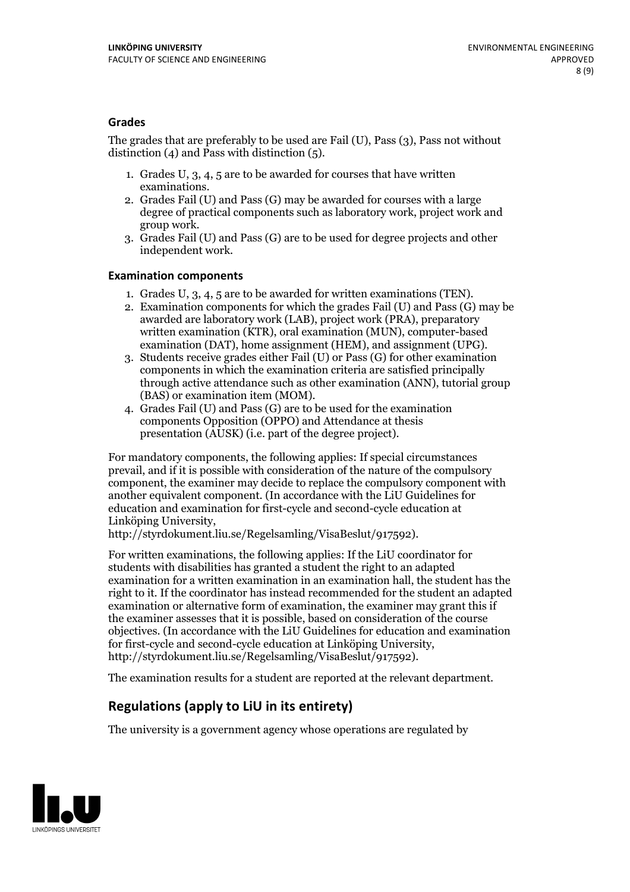### Grades

The grades that are preferably to be used are Fail (U), Pass (3), Pass not without distinction (4) and Pass with distinction (5).

1. Grades U, 3, 4, 5 are to be awarded for courses that have written examinations.
2. Grades Fail (U) and Pass (G) may be awarded for courses with a large degree of practical components such as laboratory work, project work and group work.
3. Grades Fail (U) and Pass (G) are to be used for degree projects and other independent work.

### Examination components

1. Grades U, 3, 4, 5 are to be awarded for written examinations (TEN).
2. Examination components for which the grades Fail (U) and Pass (G) may be awarded are laboratory work (LAB), project work (PRA), preparatory written examination (KTR), oral examination (MUN), computer-based examination (DAT), home assignment (HEM), and assignment (UPG).
3. Students receive grades either Fail (U) or Pass (G) for other examination components in which the examination criteria are satisfied principally through active attendance such as other examination (ANN), tutorial group (BAS) or examination item (MOM).
4. Grades Fail (U) and Pass (G) are to be used for the examination components Opposition (OPPO) and Attendance at thesis presentation (AUSK) (i.e. part of the degree project).

For mandatory components, the following applies: If special circumstances prevail, and if it is possible with consideration of the nature of the compulsory component, the examiner may decide to replace the compulsory component with another equivalent component. (In accordance with the LiU Guidelines for education and examination for first-cycle and second-cycle education at Linköping University, http://styrdokument.liu.se/Regelsamling/VisaBeslut/917592).

For written examinations, the following applies: If the LiU coordinator for students with disabilities has granted a student the right to an adapted examination for a written examination in an examination hall, the student has the right to it. If the coordinator has instead recommended for the student an adapted examination or alternative form of examination, the examiner may grant this if the examiner assesses that it is possible, based on consideration of the course objectives. (In accordance with the LiU Guidelines for education and examination for first-cycle and second-cycle education at Linköping University, http://styrdokument.liu.se/Regelsamling/VisaBeslut/917592).

The examination results for a student are reported at the relevant department.

## Regulations (apply to LiU in its entirety)

The university is a government agency whose operations are regulated by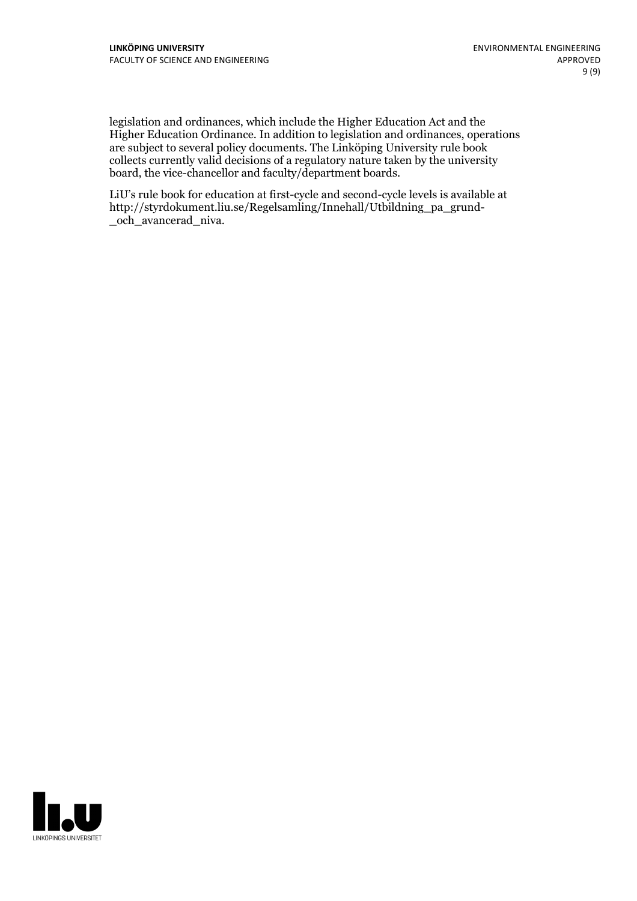legislation and ordinances, which include the Higher Education Act and the Higher Education Ordinance. In addition to legislation and ordinances, operations are subject to several policy documents. The Linköping University rule book collects currently valid decisions of a regulatory nature taken by the university board, the vice-chancellor and faculty/department boards.

LiU's rule book for education at first-cycle and second-cycle levels is available at http://styrdokument.liu.se/Regelsamling/Innehall/Utbildning_pa_grund-_och_avancerad_niva.